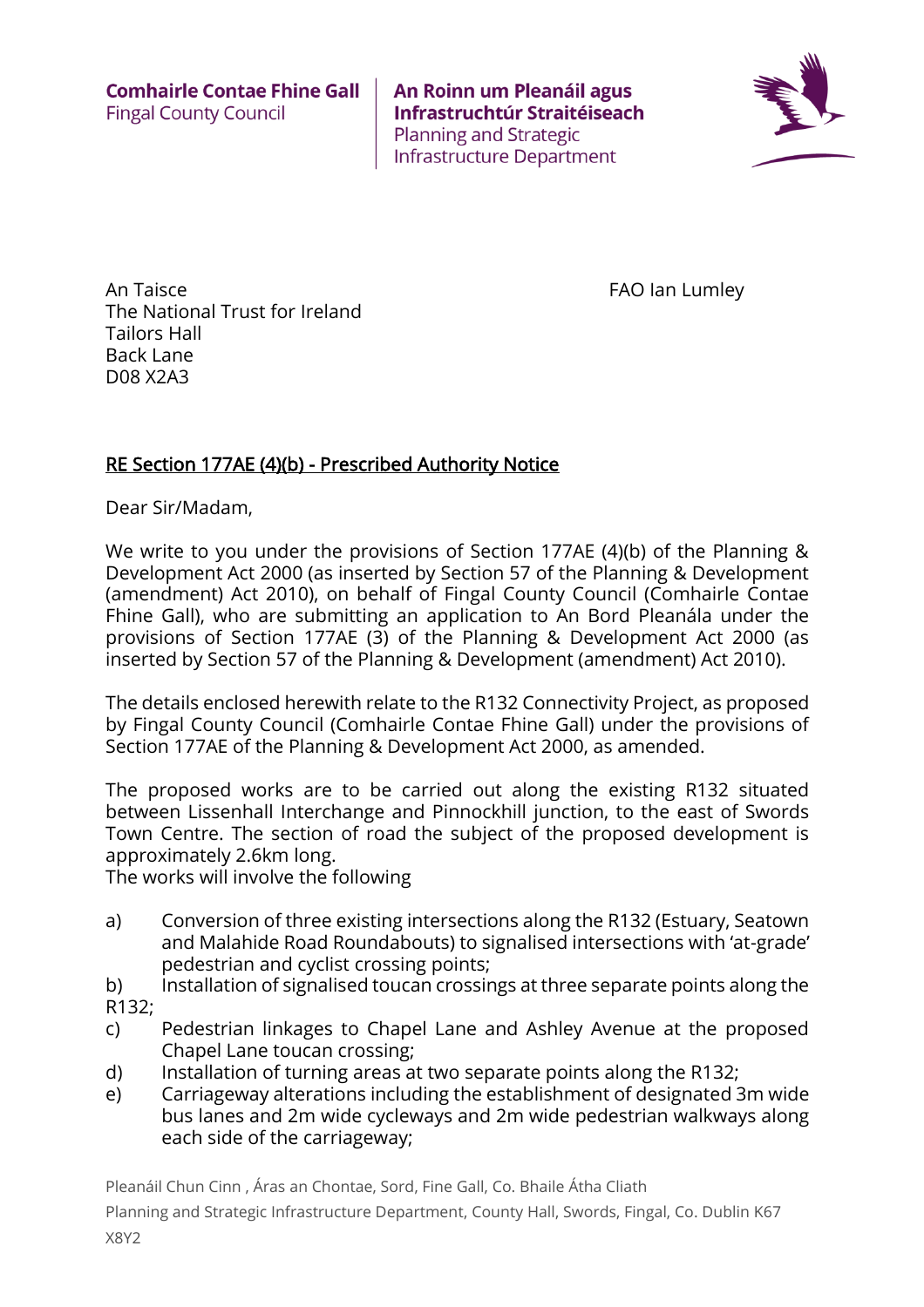Comhairle Contae Fhine Gall
Fingal County Council

An Roinn um Pleanáil agus Infrastruchtúr Straitéiseach
Planning and Strategic Infrastructure Department

An Taisce
The National Trust for Ireland
Tailors Hall
Back Lane
D08 X2A3

FAO Ian Lumley

RE Section 177AE (4)(b) - Prescribed Authority Notice

Dear Sir/Madam,

We write to you under the provisions of Section 177AE (4)(b) of the Planning & Development Act 2000 (as inserted by Section 57 of the Planning & Development (amendment) Act 2010), on behalf of Fingal County Council (Comhairle Contae Fhine Gall), who are submitting an application to An Bord Pleanála under the provisions of Section 177AE (3) of the Planning & Development Act 2000 (as inserted by Section 57 of the Planning & Development (amendment) Act 2010).

The details enclosed herewith relate to the R132 Connectivity Project, as proposed by Fingal County Council (Comhairle Contae Fhine Gall) under the provisions of Section 177AE of the Planning & Development Act 2000, as amended.

The proposed works are to be carried out along the existing R132 situated between Lissenhall Interchange and Pinnockhill junction, to the east of Swords Town Centre. The section of road the subject of the proposed development is approximately 2.6km long.
The works will involve the following

a) Conversion of three existing intersections along the R132 (Estuary, Seatown and Malahide Road Roundabouts) to signalised intersections with 'at-grade' pedestrian and cyclist crossing points;
b) Installation of signalised toucan crossings at three separate points along the R132;
c) Pedestrian linkages to Chapel Lane and Ashley Avenue at the proposed Chapel Lane toucan crossing;
d) Installation of turning areas at two separate points along the R132;
e) Carriageway alterations including the establishment of designated 3m wide bus lanes and 2m wide cycleways and 2m wide pedestrian walkways along each side of the carriageway;

Pleanáil Chun Cinn , Áras an Chontae, Sord, Fine Gall, Co. Bhaile Átha Cliath
Planning and Strategic Infrastructure Department, County Hall, Swords, Fingal, Co. Dublin K67 X8Y2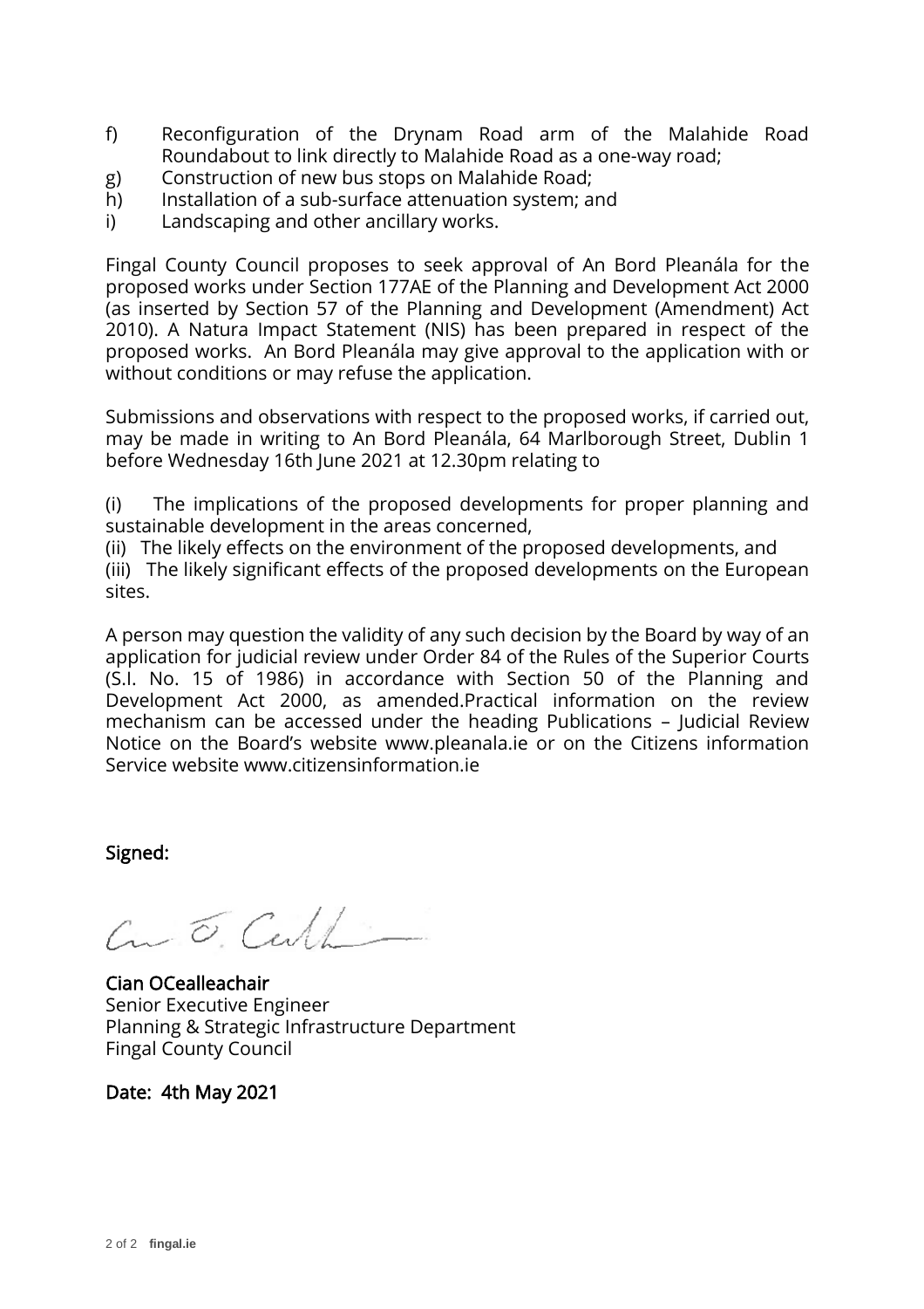f) Reconfiguration of the Drynam Road arm of the Malahide Road Roundabout to link directly to Malahide Road as a one-way road;
g) Construction of new bus stops on Malahide Road;
h) Installation of a sub-surface attenuation system; and
i) Landscaping and other ancillary works.

Fingal County Council proposes to seek approval of An Bord Pleanála for the proposed works under Section 177AE of the Planning and Development Act 2000 (as inserted by Section 57 of the Planning and Development (Amendment) Act 2010). A Natura Impact Statement (NIS) has been prepared in respect of the proposed works. An Bord Pleanála may give approval to the application with or without conditions or may refuse the application.

Submissions and observations with respect to the proposed works, if carried out, may be made in writing to An Bord Pleanála, 64 Marlborough Street, Dublin 1 before Wednesday 16th June 2021 at 12.30pm relating to

(i) The implications of the proposed developments for proper planning and sustainable development in the areas concerned,
(ii) The likely effects on the environment of the proposed developments, and
(iii) The likely significant effects of the proposed developments on the European sites.

A person may question the validity of any such decision by the Board by way of an application for judicial review under Order 84 of the Rules of the Superior Courts (S.I. No. 15 of 1986) in accordance with Section 50 of the Planning and Development Act 2000, as amended.Practical information on the review mechanism can be accessed under the heading Publications – Judicial Review Notice on the Board's website www.pleanala.ie or on the Citizens information Service website www.citizensinformation.ie

**Signed:**

**Cian OCealleachair**
Senior Executive Engineer
Planning & Strategic Infrastructure Department
Fingal County Council

**Date: 4th May 2021**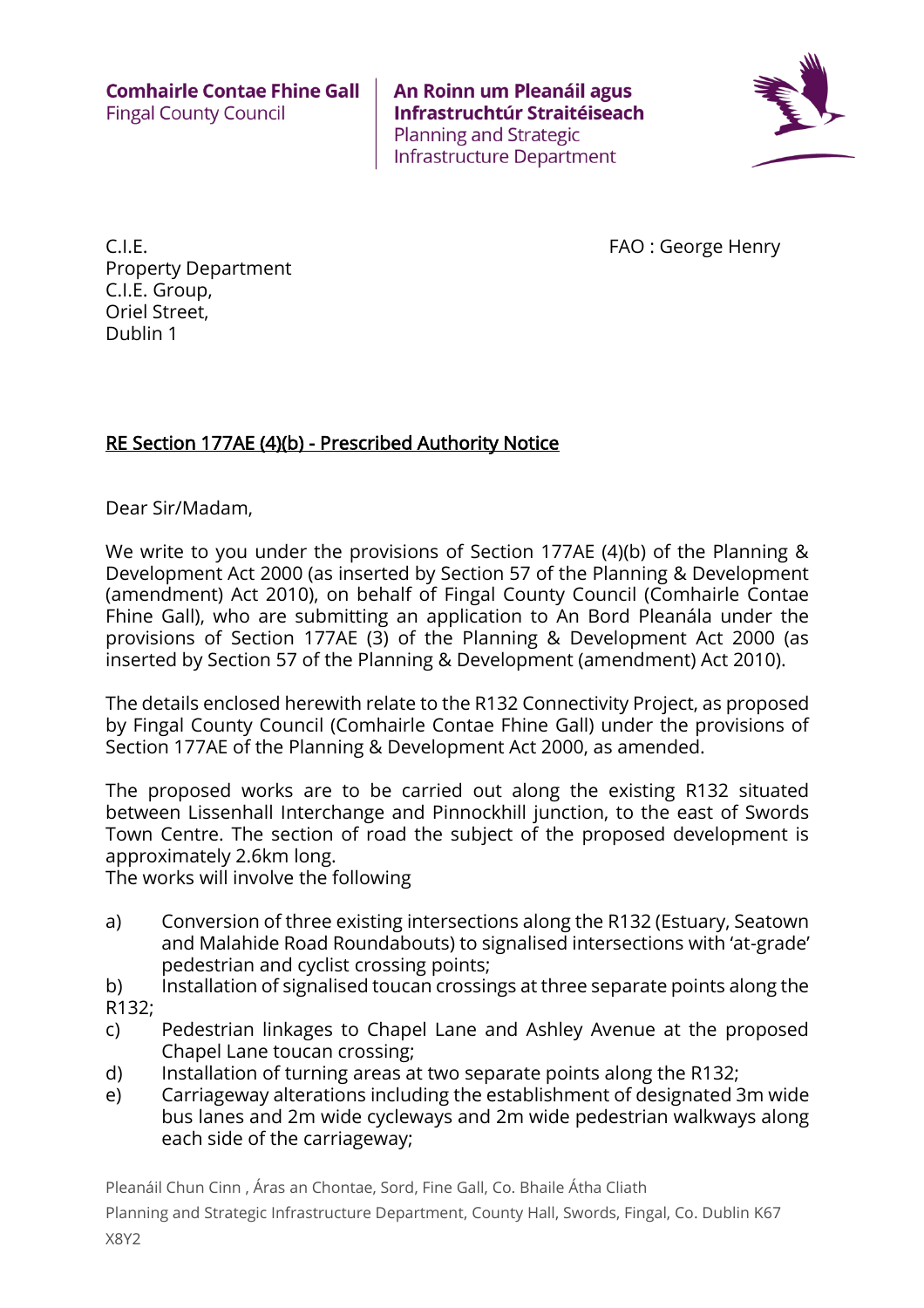**Comhairle Contae Fhine Gall**
Fingal County Council

**An Roinn um Pleanáil agus Infrastruchtúr Straitéiseach**
Planning and Strategic Infrastructure Department

C.I.E.
Property Department
C.I.E. Group,
Oriel Street,
Dublin 1

FAO : George Henry

**RE Section 177AE (4)(b) - Prescribed Authority Notice**

Dear Sir/Madam,

We write to you under the provisions of Section 177AE (4)(b) of the Planning & Development Act 2000 (as inserted by Section 57 of the Planning & Development (amendment) Act 2010), on behalf of Fingal County Council (Comhairle Contae Fhine Gall), who are submitting an application to An Bord Pleanála under the provisions of Section 177AE (3) of the Planning & Development Act 2000 (as inserted by Section 57 of the Planning & Development (amendment) Act 2010).

The details enclosed herewith relate to the R132 Connectivity Project, as proposed by Fingal County Council (Comhairle Contae Fhine Gall) under the provisions of Section 177AE of the Planning & Development Act 2000, as amended.

The proposed works are to be carried out along the existing R132 situated between Lissenhall Interchange and Pinnockhill junction, to the east of Swords Town Centre. The section of road the subject of the proposed development is approximately 2.6km long.
The works will involve the following

a) Conversion of three existing intersections along the R132 (Estuary, Seatown and Malahide Road Roundabouts) to signalised intersections with 'at-grade' pedestrian and cyclist crossing points;
b) Installation of signalised toucan crossings at three separate points along the R132;
c) Pedestrian linkages to Chapel Lane and Ashley Avenue at the proposed Chapel Lane toucan crossing;
d) Installation of turning areas at two separate points along the R132;
e) Carriageway alterations including the establishment of designated 3m wide bus lanes and 2m wide cycleways and 2m wide pedestrian walkways along each side of the carriageway;

Pleanáil Chun Cinn , Áras an Chontae, Sord, Fine Gall, Co. Bhaile Átha Cliath
Planning and Strategic Infrastructure Department, County Hall, Swords, Fingal, Co. Dublin K67 X8Y2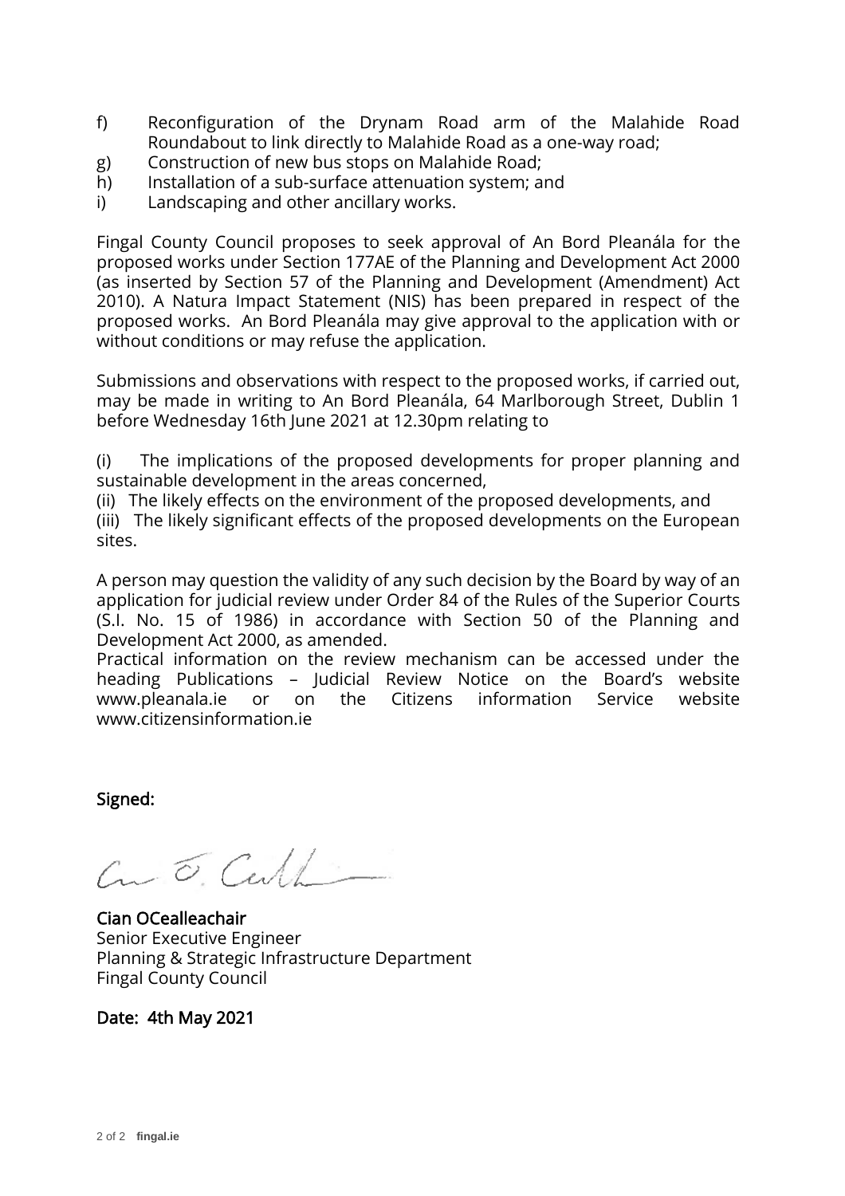f) Reconfiguration of the Drynam Road arm of the Malahide Road Roundabout to link directly to Malahide Road as a one-way road;
g) Construction of new bus stops on Malahide Road;
h) Installation of a sub-surface attenuation system; and
i) Landscaping and other ancillary works.

Fingal County Council proposes to seek approval of An Bord Pleanála for the proposed works under Section 177AE of the Planning and Development Act 2000 (as inserted by Section 57 of the Planning and Development (Amendment) Act 2010). A Natura Impact Statement (NIS) has been prepared in respect of the proposed works. An Bord Pleanála may give approval to the application with or without conditions or may refuse the application.

Submissions and observations with respect to the proposed works, if carried out, may be made in writing to An Bord Pleanála, 64 Marlborough Street, Dublin 1 before Wednesday 16th June 2021 at 12.30pm relating to

(i) The implications of the proposed developments for proper planning and sustainable development in the areas concerned,
(ii) The likely effects on the environment of the proposed developments, and
(iii) The likely significant effects of the proposed developments on the European sites.

A person may question the validity of any such decision by the Board by way of an application for judicial review under Order 84 of the Rules of the Superior Courts (S.I. No. 15 of 1986) in accordance with Section 50 of the Planning and Development Act 2000, as amended.
Practical information on the review mechanism can be accessed under the heading Publications – Judicial Review Notice on the Board's website www.pleanala.ie or on the Citizens information Service website www.citizensinformation.ie

**Signed:**

**Cian OCealleachair**
Senior Executive Engineer
Planning & Strategic Infrastructure Department
Fingal County Council

**Date: 4th May 2021**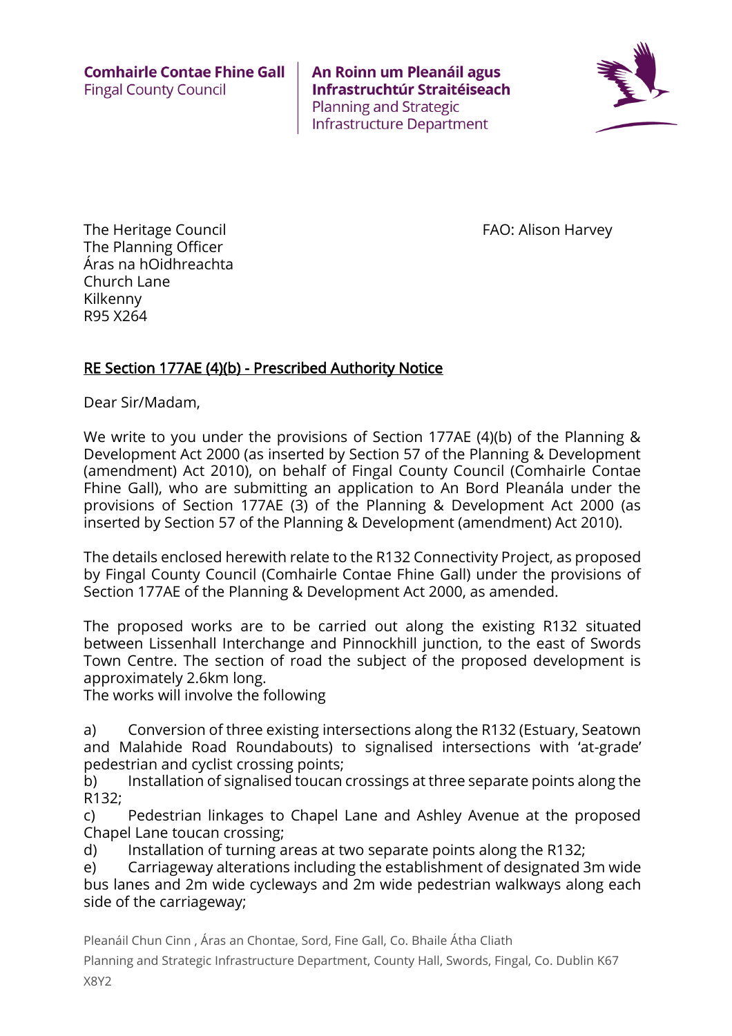Comhairle Contae Fhine Gall
Fingal County Council

An Roinn um Pleanáil agus Infrastruchtúr Straitéiseach
Planning and Strategic Infrastructure Department

The Heritage Council
The Planning Officer
Áras na hOidhreachta
Church Lane
Kilkenny
R95 X264

FAO: Alison Harvey

RE Section 177AE (4)(b) - Prescribed Authority Notice

Dear Sir/Madam,

We write to you under the provisions of Section 177AE (4)(b) of the Planning & Development Act 2000 (as inserted by Section 57 of the Planning & Development (amendment) Act 2010), on behalf of Fingal County Council (Comhairle Contae Fhine Gall), who are submitting an application to An Bord Pleanála under the provisions of Section 177AE (3) of the Planning & Development Act 2000 (as inserted by Section 57 of the Planning & Development (amendment) Act 2010).

The details enclosed herewith relate to the R132 Connectivity Project, as proposed by Fingal County Council (Comhairle Contae Fhine Gall) under the provisions of Section 177AE of the Planning & Development Act 2000, as amended.

The proposed works are to be carried out along the existing R132 situated between Lissenhall Interchange and Pinnockhill junction, to the east of Swords Town Centre. The section of road the subject of the proposed development is approximately 2.6km long.
The works will involve the following

a) Conversion of three existing intersections along the R132 (Estuary, Seatown and Malahide Road Roundabouts) to signalised intersections with 'at-grade' pedestrian and cyclist crossing points;
b) Installation of signalised toucan crossings at three separate points along the R132;
c) Pedestrian linkages to Chapel Lane and Ashley Avenue at the proposed Chapel Lane toucan crossing;
d) Installation of turning areas at two separate points along the R132;
e) Carriageway alterations including the establishment of designated 3m wide bus lanes and 2m wide cycleways and 2m wide pedestrian walkways along each side of the carriageway;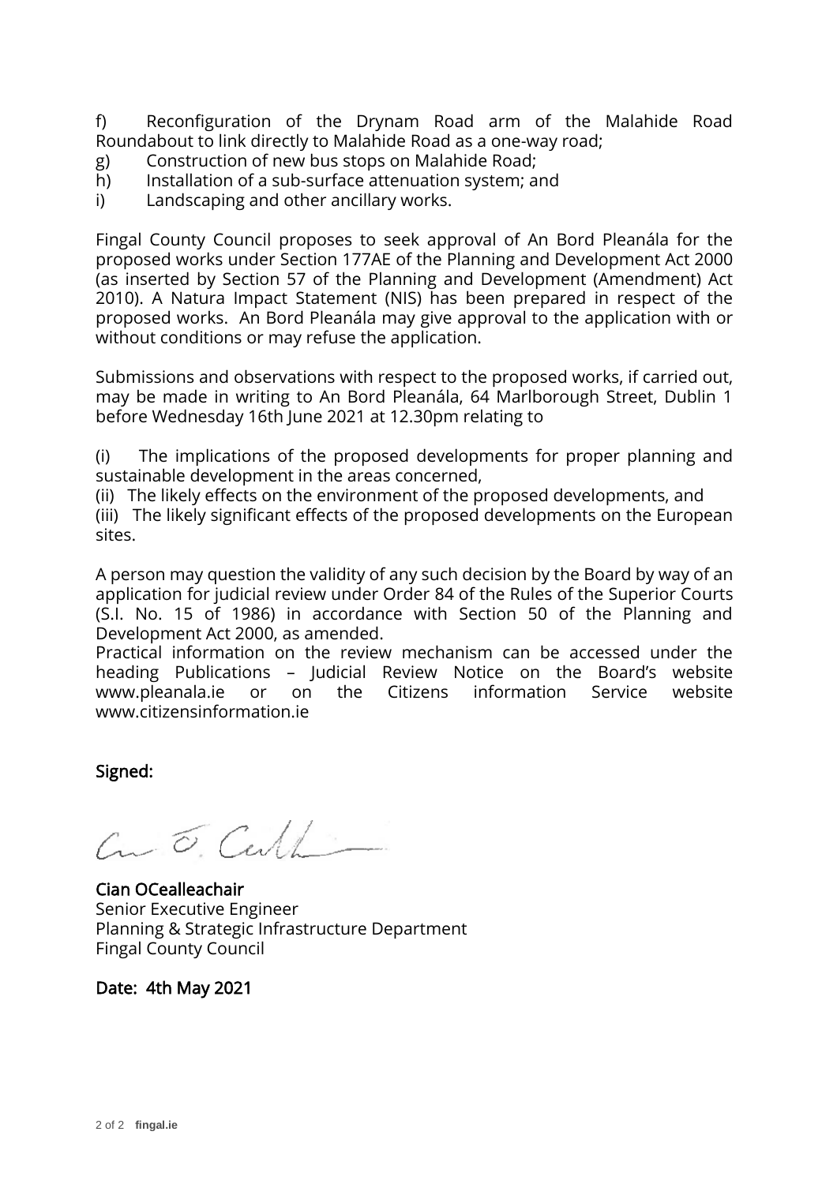f) Reconfiguration of the Drynam Road arm of the Malahide Road Roundabout to link directly to Malahide Road as a one-way road;
g) Construction of new bus stops on Malahide Road;
h) Installation of a sub-surface attenuation system; and
i) Landscaping and other ancillary works.

Fingal County Council proposes to seek approval of An Bord Pleanála for the proposed works under Section 177AE of the Planning and Development Act 2000 (as inserted by Section 57 of the Planning and Development (Amendment) Act 2010). A Natura Impact Statement (NIS) has been prepared in respect of the proposed works. An Bord Pleanála may give approval to the application with or without conditions or may refuse the application.

Submissions and observations with respect to the proposed works, if carried out, may be made in writing to An Bord Pleanála, 64 Marlborough Street, Dublin 1 before Wednesday 16th June 2021 at 12.30pm relating to

(i) The implications of the proposed developments for proper planning and sustainable development in the areas concerned,
(ii) The likely effects on the environment of the proposed developments, and
(iii) The likely significant effects of the proposed developments on the European sites.

A person may question the validity of any such decision by the Board by way of an application for judicial review under Order 84 of the Rules of the Superior Courts (S.I. No. 15 of 1986) in accordance with Section 50 of the Planning and Development Act 2000, as amended.
Practical information on the review mechanism can be accessed under the heading Publications – Judicial Review Notice on the Board's website www.pleanala.ie or on the Citizens information Service website www.citizensinformation.ie

**Signed:**

**Cian OCealleachair**
Senior Executive Engineer
Planning & Strategic Infrastructure Department
Fingal County Council

**Date: 4th May 2021**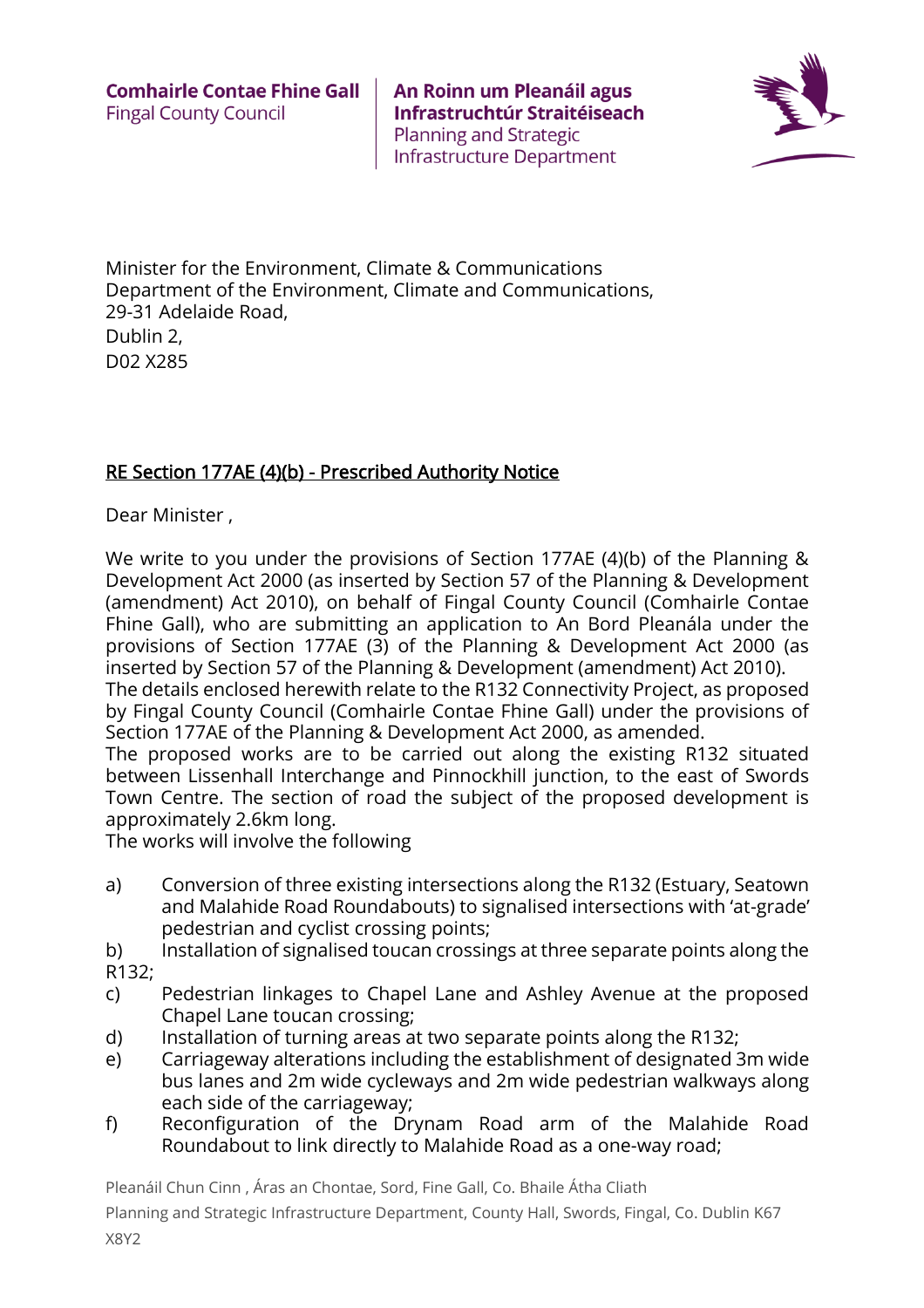**Comhairle Contae Fhine Gall**
Fingal County Council

**An Roinn um Pleanáil agus Infrastruchtúr Straitéiseach**
Planning and Strategic Infrastructure Department

Minister for the Environment, Climate & Communications
Department of the Environment, Climate and Communications,
29-31 Adelaide Road,
Dublin 2,
D02 X285

<u>RE Section 177AE (4)(b) - Prescribed Authority Notice</u>

Dear Minister ,

We write to you under the provisions of Section 177AE (4)(b) of the Planning & Development Act 2000 (as inserted by Section 57 of the Planning & Development (amendment) Act 2010), on behalf of Fingal County Council (Comhairle Contae Fhine Gall), who are submitting an application to An Bord Pleanála under the provisions of Section 177AE (3) of the Planning & Development Act 2000 (as inserted by Section 57 of the Planning & Development (amendment) Act 2010).
The details enclosed herewith relate to the R132 Connectivity Project, as proposed by Fingal County Council (Comhairle Contae Fhine Gall) under the provisions of Section 177AE of the Planning & Development Act 2000, as amended.
The proposed works are to be carried out along the existing R132 situated between Lissenhall Interchange and Pinnockhill junction, to the east of Swords Town Centre. The section of road the subject of the proposed development is approximately 2.6km long.
The works will involve the following

a) Conversion of three existing intersections along the R132 (Estuary, Seatown and Malahide Road Roundabouts) to signalised intersections with 'at-grade' pedestrian and cyclist crossing points;
b) Installation of signalised toucan crossings at three separate points along the R132;
c) Pedestrian linkages to Chapel Lane and Ashley Avenue at the proposed Chapel Lane toucan crossing;
d) Installation of turning areas at two separate points along the R132;
e) Carriageway alterations including the establishment of designated 3m wide bus lanes and 2m wide cycleways and 2m wide pedestrian walkways along each side of the carriageway;
f) Reconfiguration of the Drynam Road arm of the Malahide Road Roundabout to link directly to Malahide Road as a one-way road;

Pleanáil Chun Cinn , Áras an Chontae, Sord, Fine Gall, Co. Bhaile Átha Cliath
Planning and Strategic Infrastructure Department, County Hall, Swords, Fingal, Co. Dublin K67 X8Y2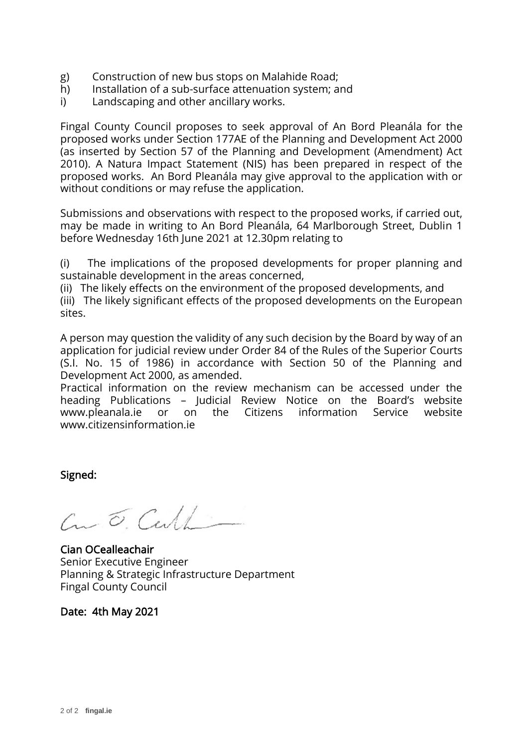g) Construction of new bus stops on Malahide Road;
h) Installation of a sub-surface attenuation system; and
i) Landscaping and other ancillary works.

Fingal County Council proposes to seek approval of An Bord Pleanála for the proposed works under Section 177AE of the Planning and Development Act 2000 (as inserted by Section 57 of the Planning and Development (Amendment) Act 2010). A Natura Impact Statement (NIS) has been prepared in respect of the proposed works. An Bord Pleanála may give approval to the application with or without conditions or may refuse the application.

Submissions and observations with respect to the proposed works, if carried out, may be made in writing to An Bord Pleanála, 64 Marlborough Street, Dublin 1 before Wednesday 16th June 2021 at 12.30pm relating to

(i) The implications of the proposed developments for proper planning and sustainable development in the areas concerned,
(ii) The likely effects on the environment of the proposed developments, and
(iii) The likely significant effects of the proposed developments on the European sites.

A person may question the validity of any such decision by the Board by way of an application for judicial review under Order 84 of the Rules of the Superior Courts (S.I. No. 15 of 1986) in accordance with Section 50 of the Planning and Development Act 2000, as amended.
Practical information on the review mechanism can be accessed under the heading Publications – Judicial Review Notice on the Board's website www.pleanala.ie or on the Citizens information Service website www.citizensinformation.ie

**Signed:**

**Cian OCealleachair**
Senior Executive Engineer
Planning & Strategic Infrastructure Department
Fingal County Council

**Date: 4th May 2021**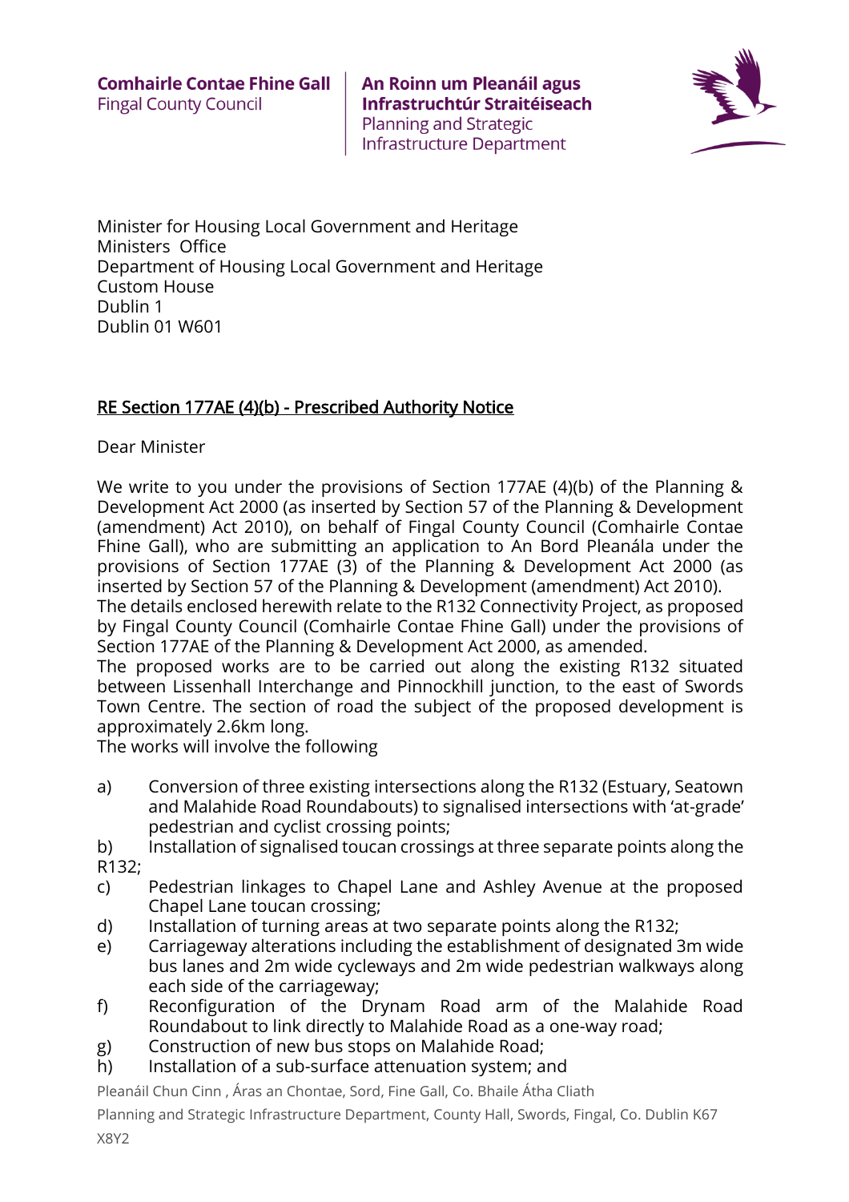Comhairle Contae Fhine Gall
Fingal County Council

An Roinn um Pleanáil agus Infrastruchtúr Straitéiseach
Planning and Strategic Infrastructure Department

Minister for Housing Local Government and Heritage
Ministers Office
Department of Housing Local Government and Heritage
Custom House
Dublin 1
Dublin 01 W601

RE Section 177AE (4)(b) - Prescribed Authority Notice

Dear Minister

We write to you under the provisions of Section 177AE (4)(b) of the Planning & Development Act 2000 (as inserted by Section 57 of the Planning & Development (amendment) Act 2010), on behalf of Fingal County Council (Comhairle Contae Fhine Gall), who are submitting an application to An Bord Pleanála under the provisions of Section 177AE (3) of the Planning & Development Act 2000 (as inserted by Section 57 of the Planning & Development (amendment) Act 2010).
The details enclosed herewith relate to the R132 Connectivity Project, as proposed by Fingal County Council (Comhairle Contae Fhine Gall) under the provisions of Section 177AE of the Planning & Development Act 2000, as amended.
The proposed works are to be carried out along the existing R132 situated between Lissenhall Interchange and Pinnockhill junction, to the east of Swords Town Centre. The section of road the subject of the proposed development is approximately 2.6km long.
The works will involve the following

a) Conversion of three existing intersections along the R132 (Estuary, Seatown and Malahide Road Roundabouts) to signalised intersections with 'at-grade' pedestrian and cyclist crossing points;
b) Installation of signalised toucan crossings at three separate points along the R132;
c) Pedestrian linkages to Chapel Lane and Ashley Avenue at the proposed Chapel Lane toucan crossing;
d) Installation of turning areas at two separate points along the R132;
e) Carriageway alterations including the establishment of designated 3m wide bus lanes and 2m wide cycleways and 2m wide pedestrian walkways along each side of the carriageway;
f) Reconfiguration of the Drynam Road arm of the Malahide Road Roundabout to link directly to Malahide Road as a one-way road;
g) Construction of new bus stops on Malahide Road;
h) Installation of a sub-surface attenuation system; and

Pleanáil Chun Cinn , Áras an Chontae, Sord, Fine Gall, Co. Bhaile Átha Cliath
Planning and Strategic Infrastructure Department, County Hall, Swords, Fingal, Co. Dublin K67 X8Y2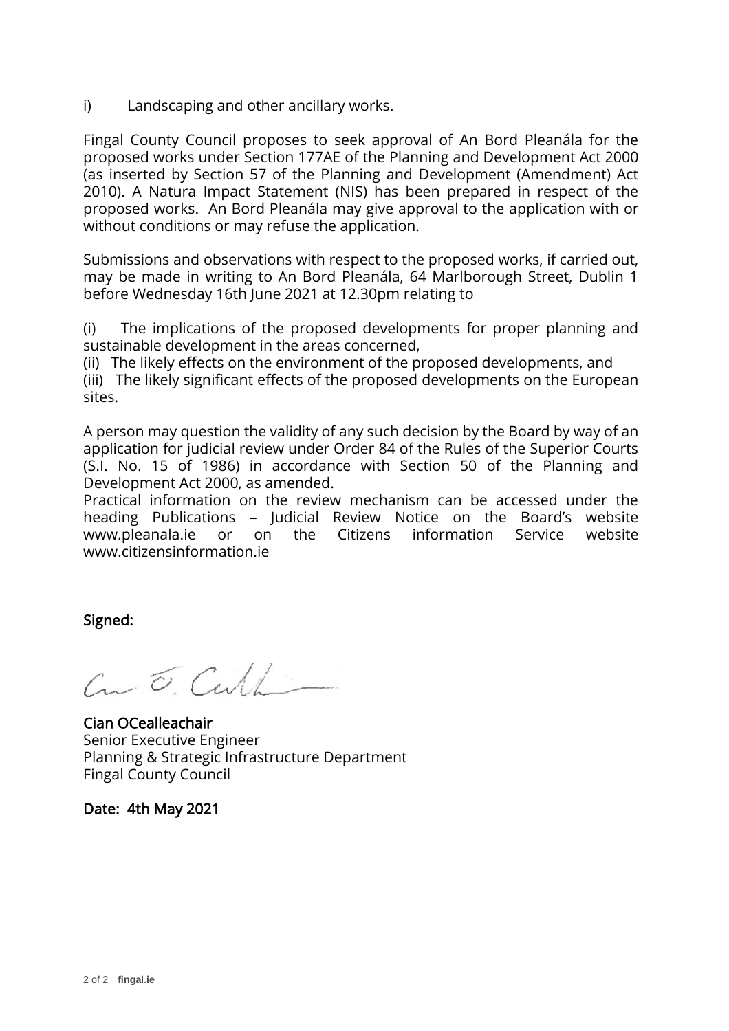i) Landscaping and other ancillary works.

Fingal County Council proposes to seek approval of An Bord Pleanála for the proposed works under Section 177AE of the Planning and Development Act 2000 (as inserted by Section 57 of the Planning and Development (Amendment) Act 2010). A Natura Impact Statement (NIS) has been prepared in respect of the proposed works. An Bord Pleanála may give approval to the application with or without conditions or may refuse the application.

Submissions and observations with respect to the proposed works, if carried out, may be made in writing to An Bord Pleanála, 64 Marlborough Street, Dublin 1 before Wednesday 16th June 2021 at 12.30pm relating to

(i) The implications of the proposed developments for proper planning and sustainable development in the areas concerned,
(ii) The likely effects on the environment of the proposed developments, and
(iii) The likely significant effects of the proposed developments on the European sites.

A person may question the validity of any such decision by the Board by way of an application for judicial review under Order 84 of the Rules of the Superior Courts (S.I. No. 15 of 1986) in accordance with Section 50 of the Planning and Development Act 2000, as amended.
Practical information on the review mechanism can be accessed under the heading Publications – Judicial Review Notice on the Board's website www.pleanala.ie or on the Citizens information Service website www.citizensinformation.ie

**Signed:**

**Cian OCealleachair**
Senior Executive Engineer
Planning & Strategic Infrastructure Department
Fingal County Council

**Date: 4th May 2021**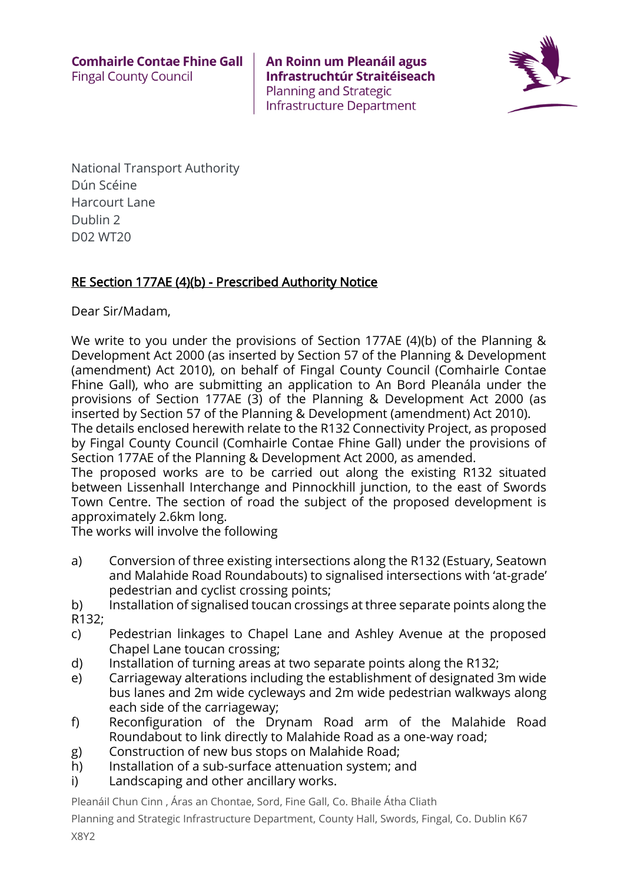Comhairle Contae Fhine Gall
Fingal County Council

An Roinn um Pleanáil agus Infrastruchtúr Straitéiseach
Planning and Strategic Infrastructure Department

National Transport Authority
Dún Scéine
Harcourt Lane
Dublin 2
D02 WT20

**RE Section 177AE (4)(b) - Prescribed Authority Notice**

Dear Sir/Madam,

We write to you under the provisions of Section 177AE (4)(b) of the Planning & Development Act 2000 (as inserted by Section 57 of the Planning & Development (amendment) Act 2010), on behalf of Fingal County Council (Comhairle Contae Fhine Gall), who are submitting an application to An Bord Pleanála under the provisions of Section 177AE (3) of the Planning & Development Act 2000 (as inserted by Section 57 of the Planning & Development (amendment) Act 2010).
The details enclosed herewith relate to the R132 Connectivity Project, as proposed by Fingal County Council (Comhairle Contae Fhine Gall) under the provisions of Section 177AE of the Planning & Development Act 2000, as amended.
The proposed works are to be carried out along the existing R132 situated between Lissenhall Interchange and Pinnockhill junction, to the east of Swords Town Centre. The section of road the subject of the proposed development is approximately 2.6km long.
The works will involve the following

a) Conversion of three existing intersections along the R132 (Estuary, Seatown and Malahide Road Roundabouts) to signalised intersections with 'at-grade' pedestrian and cyclist crossing points;
b) Installation of signalised toucan crossings at three separate points along the R132;
c) Pedestrian linkages to Chapel Lane and Ashley Avenue at the proposed Chapel Lane toucan crossing;
d) Installation of turning areas at two separate points along the R132;
e) Carriageway alterations including the establishment of designated 3m wide bus lanes and 2m wide cycleways and 2m wide pedestrian walkways along each side of the carriageway;
f) Reconfiguration of the Drynam Road arm of the Malahide Road Roundabout to link directly to Malahide Road as a one-way road;
g) Construction of new bus stops on Malahide Road;
h) Installation of a sub-surface attenuation system; and
i) Landscaping and other ancillary works.

Pleanáil Chun Cinn , Áras an Chontae, Sord, Fine Gall, Co. Bhaile Átha Cliath
Planning and Strategic Infrastructure Department, County Hall, Swords, Fingal, Co. Dublin K67 X8Y2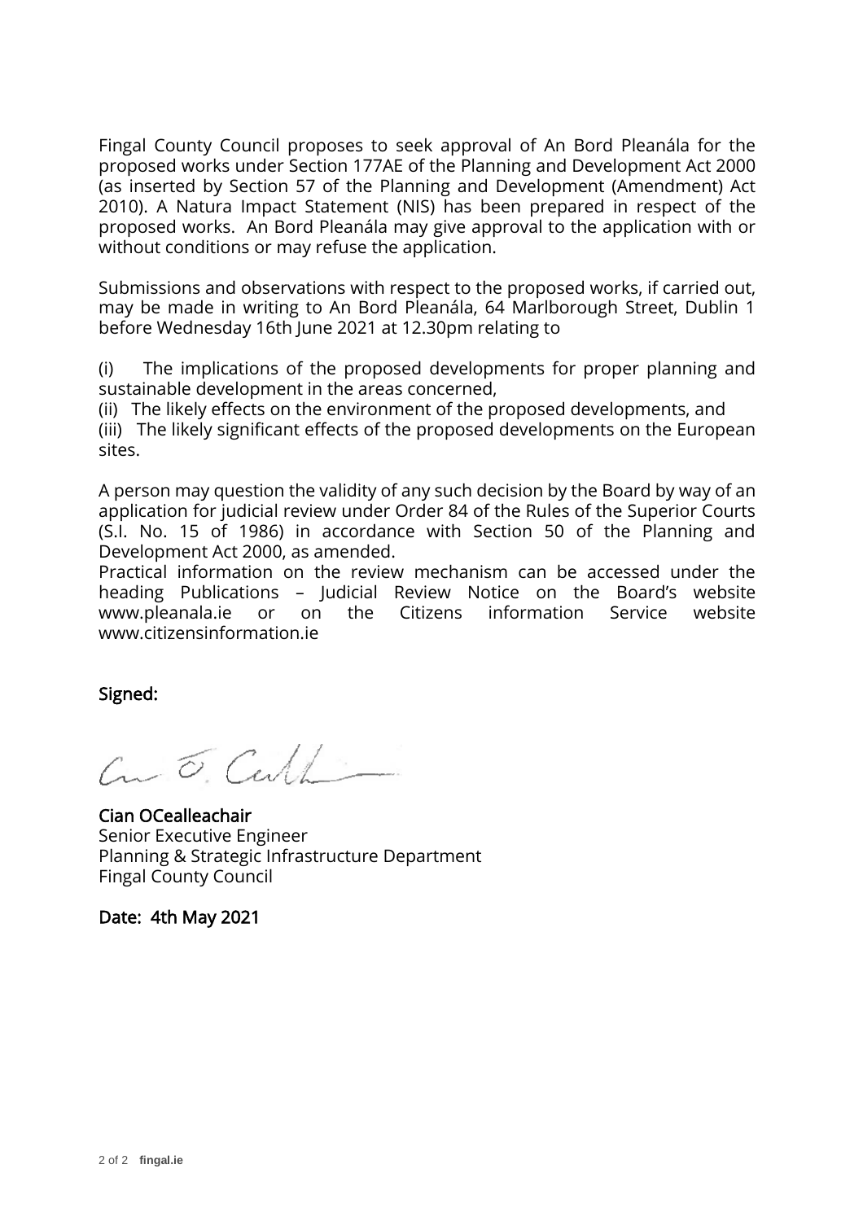Fingal County Council proposes to seek approval of An Bord Pleanála for the proposed works under Section 177AE of the Planning and Development Act 2000 (as inserted by Section 57 of the Planning and Development (Amendment) Act 2010). A Natura Impact Statement (NIS) has been prepared in respect of the proposed works. An Bord Pleanála may give approval to the application with or without conditions or may refuse the application.

Submissions and observations with respect to the proposed works, if carried out, may be made in writing to An Bord Pleanála, 64 Marlborough Street, Dublin 1 before Wednesday 16th June 2021 at 12.30pm relating to

(i) The implications of the proposed developments for proper planning and sustainable development in the areas concerned,
(ii) The likely effects on the environment of the proposed developments, and
(iii) The likely significant effects of the proposed developments on the European sites.

A person may question the validity of any such decision by the Board by way of an application for judicial review under Order 84 of the Rules of the Superior Courts (S.I. No. 15 of 1986) in accordance with Section 50 of the Planning and Development Act 2000, as amended.
Practical information on the review mechanism can be accessed under the heading Publications – Judicial Review Notice on the Board's website www.pleanala.ie or on the Citizens information Service website www.citizensinformation.ie

**Signed:**

**Cian OCealleachair**
Senior Executive Engineer
Planning & Strategic Infrastructure Department
Fingal County Council

**Date: 4th May 2021**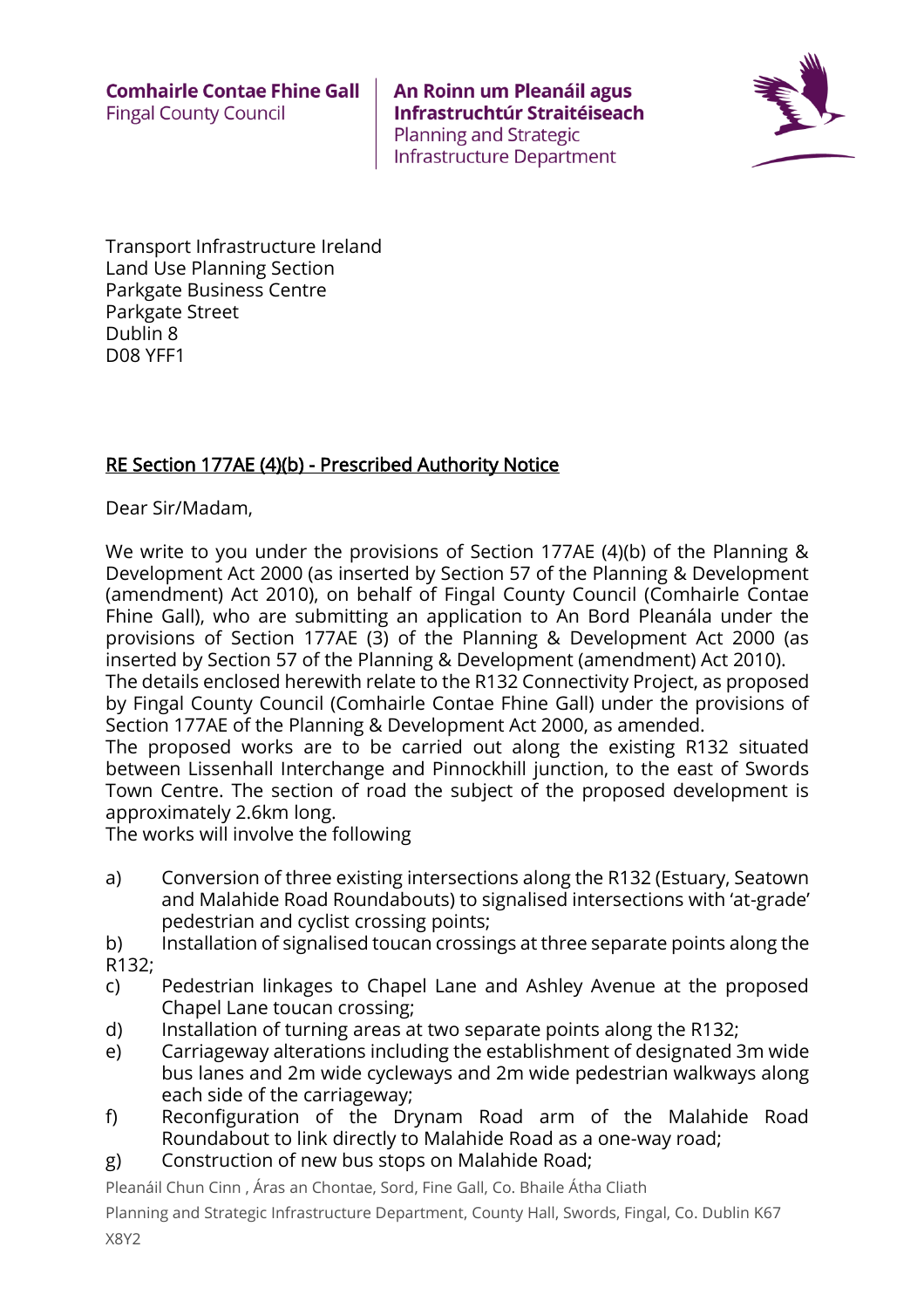Comhairle Contae Fhine Gall
Fingal County Council

**An Roinn um Pleanáil agus Infrastruchtúr Straitéiseach**
Planning and Strategic Infrastructure Department

Transport Infrastructure Ireland
Land Use Planning Section
Parkgate Business Centre
Parkgate Street
Dublin 8
D08 YFF1

**RE Section 177AE (4)(b) - Prescribed Authority Notice**

Dear Sir/Madam,

We write to you under the provisions of Section 177AE (4)(b) of the Planning & Development Act 2000 (as inserted by Section 57 of the Planning & Development (amendment) Act 2010), on behalf of Fingal County Council (Comhairle Contae Fhine Gall), who are submitting an application to An Bord Pleanála under the provisions of Section 177AE (3) of the Planning & Development Act 2000 (as inserted by Section 57 of the Planning & Development (amendment) Act 2010).
The details enclosed herewith relate to the R132 Connectivity Project, as proposed by Fingal County Council (Comhairle Contae Fhine Gall) under the provisions of Section 177AE of the Planning & Development Act 2000, as amended.
The proposed works are to be carried out along the existing R132 situated between Lissenhall Interchange and Pinnockhill junction, to the east of Swords Town Centre. The section of road the subject of the proposed development is approximately 2.6km long.
The works will involve the following

a) Conversion of three existing intersections along the R132 (Estuary, Seatown and Malahide Road Roundabouts) to signalised intersections with 'at-grade' pedestrian and cyclist crossing points;
b) Installation of signalised toucan crossings at three separate points along the R132;
c) Pedestrian linkages to Chapel Lane and Ashley Avenue at the proposed Chapel Lane toucan crossing;
d) Installation of turning areas at two separate points along the R132;
e) Carriageway alterations including the establishment of designated 3m wide bus lanes and 2m wide cycleways and 2m wide pedestrian walkways along each side of the carriageway;
f) Reconfiguration of the Drynam Road arm of the Malahide Road Roundabout to link directly to Malahide Road as a one-way road;
g) Construction of new bus stops on Malahide Road;

Pleanáil Chun Cinn , Áras an Chontae, Sord, Fine Gall, Co. Bhaile Átha Cliath
Planning and Strategic Infrastructure Department, County Hall, Swords, Fingal, Co. Dublin K67 X8Y2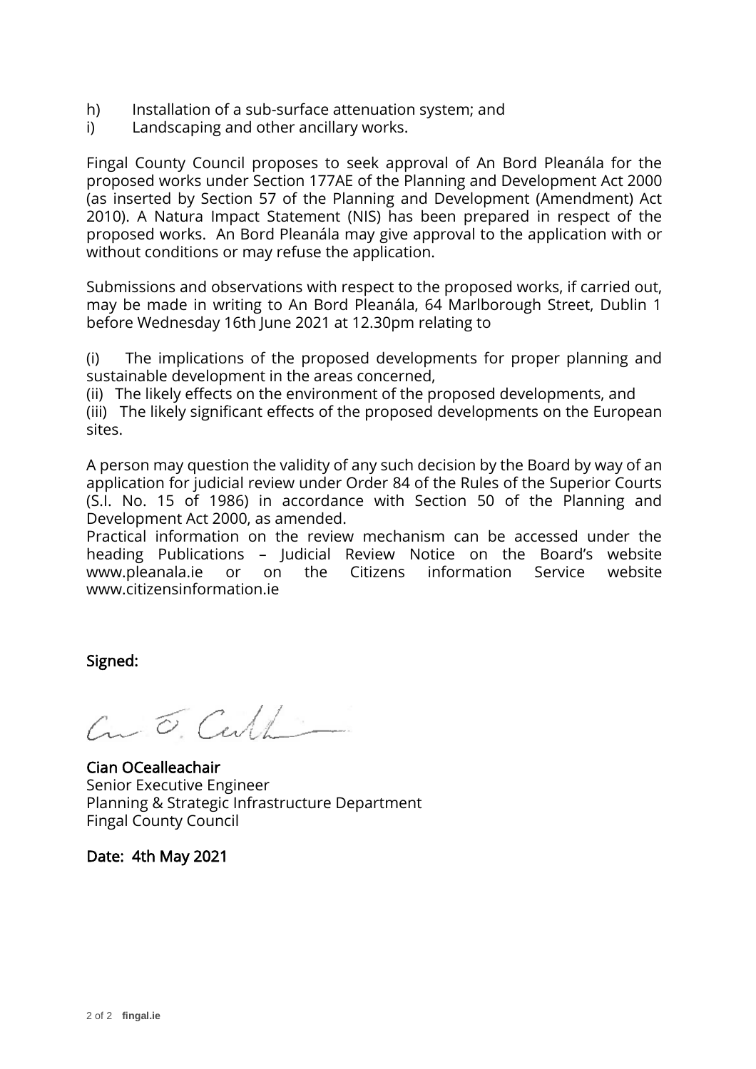h) Installation of a sub-surface attenuation system; and
i) Landscaping and other ancillary works.

Fingal County Council proposes to seek approval of An Bord Pleanála for the proposed works under Section 177AE of the Planning and Development Act 2000 (as inserted by Section 57 of the Planning and Development (Amendment) Act 2010). A Natura Impact Statement (NIS) has been prepared in respect of the proposed works. An Bord Pleanála may give approval to the application with or without conditions or may refuse the application.

Submissions and observations with respect to the proposed works, if carried out, may be made in writing to An Bord Pleanála, 64 Marlborough Street, Dublin 1 before Wednesday 16th June 2021 at 12.30pm relating to

(i) The implications of the proposed developments for proper planning and sustainable development in the areas concerned,
(ii) The likely effects on the environment of the proposed developments, and
(iii) The likely significant effects of the proposed developments on the European sites.

A person may question the validity of any such decision by the Board by way of an application for judicial review under Order 84 of the Rules of the Superior Courts (S.I. No. 15 of 1986) in accordance with Section 50 of the Planning and Development Act 2000, as amended.
Practical information on the review mechanism can be accessed under the heading Publications – Judicial Review Notice on the Board's website www.pleanala.ie or on the Citizens information Service website www.citizensinformation.ie

**Signed:**

**Cian OCealleachair**
Senior Executive Engineer
Planning & Strategic Infrastructure Department
Fingal County Council

**Date: 4th May 2021**